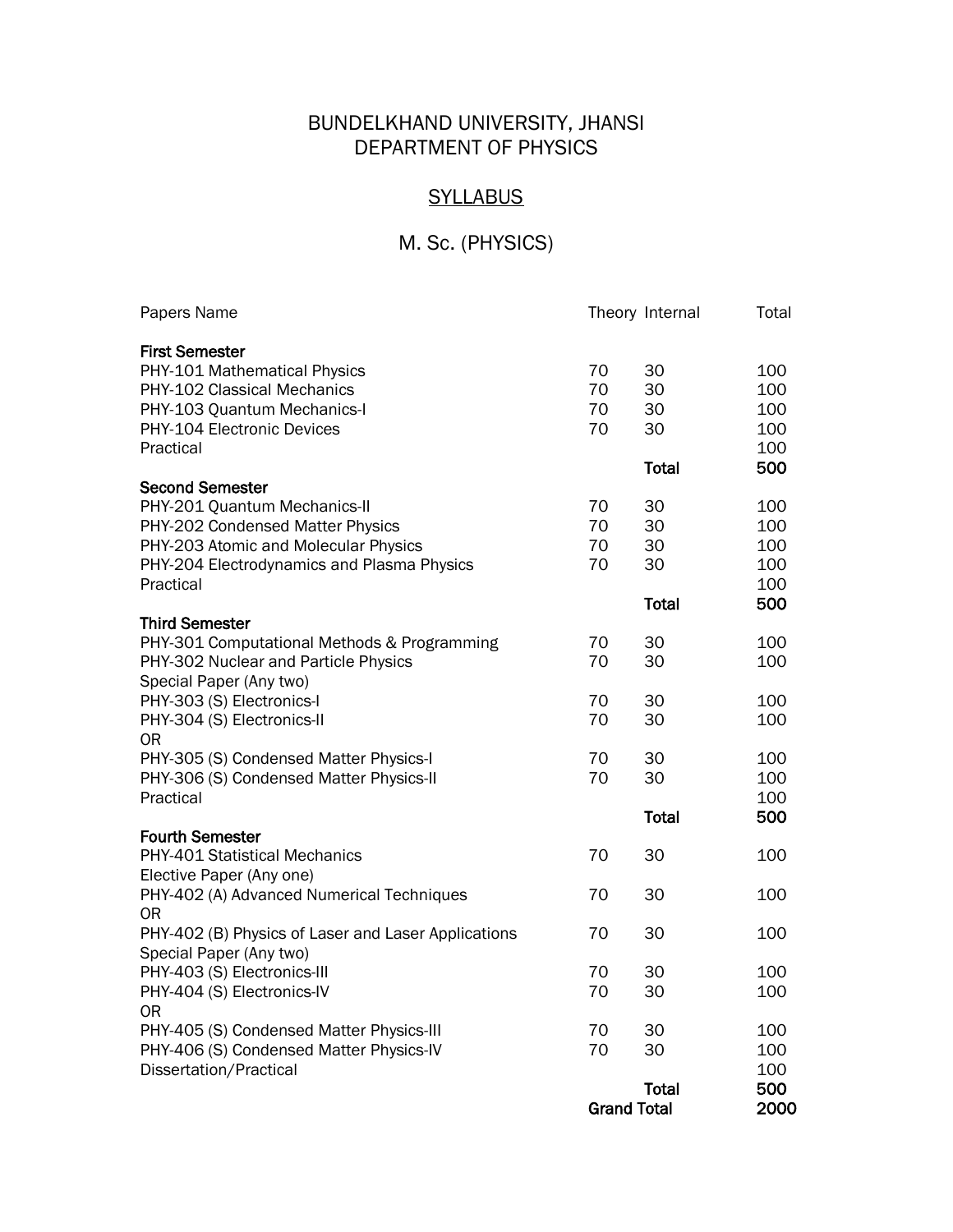# BUNDELKHAND UNIVERSITY, JHANSI
# DEPARTMENT OF PHYSICS

## SYLLABUS

## M. Sc. (PHYSICS)

| Papers Name | Theory | Internal | Total |
|---|---|---|---|
| **First Semester** | | | |
| PHY-101 Mathematical Physics | 70 | 30 | 100 |
| PHY-102 Classical Mechanics | 70 | 30 | 100 |
| PHY-103 Quantum Mechanics-I | 70 | 30 | 100 |
| PHY-104 Electronic Devices | 70 | 30 | 100 |
| Practical | | | 100 |
| | | **Total** | **500** |
| **Second Semester** | | | |
| PHY-201 Quantum Mechanics-II | 70 | 30 | 100 |
| PHY-202 Condensed Matter Physics | 70 | 30 | 100 |
| PHY-203 Atomic and Molecular Physics | 70 | 30 | 100 |
| PHY-204 Electrodynamics and Plasma Physics | 70 | 30 | 100 |
| Practical | | | 100 |
| | | **Total** | **500** |
| **Third Semester** | | | |
| PHY-301 Computational Methods & Programming | 70 | 30 | 100 |
| PHY-302 Nuclear and Particle Physics | 70 | 30 | 100 |
| Special Paper (Any two) | | | |
| PHY-303 (S) Electronics-I | 70 | 30 | 100 |
| PHY-304 (S) Electronics-II | 70 | 30 | 100 |
| OR | | | |
| PHY-305 (S) Condensed Matter Physics-I | 70 | 30 | 100 |
| PHY-306 (S) Condensed Matter Physics-II | 70 | 30 | 100 |
| Practical | | | 100 |
| | | **Total** | **500** |
| **Fourth Semester** | | | |
| PHY-401 Statistical Mechanics | 70 | 30 | 100 |
| Elective Paper (Any one) | | | |
| PHY-402 (A) Advanced Numerical Techniques | 70 | 30 | 100 |
| OR | | | |
| PHY-402 (B) Physics of Laser and Laser Applications | 70 | 30 | 100 |
| Special Paper (Any two) | | | |
| PHY-403 (S) Electronics-III | 70 | 30 | 100 |
| PHY-404 (S) Electronics-IV | 70 | 30 | 100 |
| OR | | | |
| PHY-405 (S) Condensed Matter Physics-III | 70 | 30 | 100 |
| PHY-406 (S) Condensed Matter Physics-IV | 70 | 30 | 100 |
| Dissertation/Practical | | | 100 |
| | | **Total** | **500** |
| | **Grand Total** | | **2000** |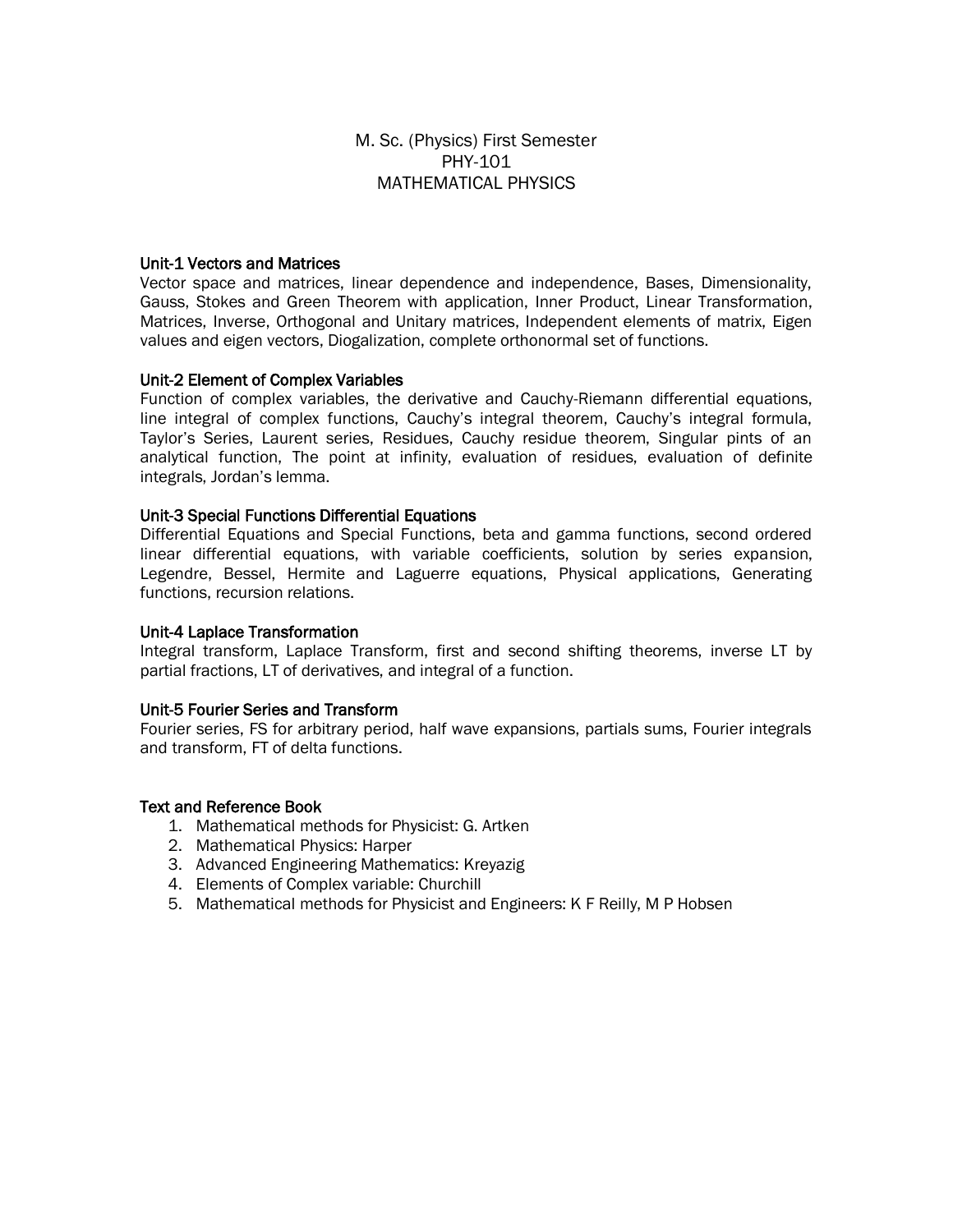# M. Sc. (Physics) First Semester
## PHY-101
## MATHEMATICAL PHYSICS

### Unit-1 Vectors and Matrices

Vector space and matrices, linear dependence and independence, Bases, Dimensionality, Gauss, Stokes and Green Theorem with application, Inner Product, Linear Transformation, Matrices, Inverse, Orthogonal and Unitary matrices, Independent elements of matrix, Eigen values and eigen vectors, Diogalization, complete orthonormal set of functions.

### Unit-2 Element of Complex Variables

Function of complex variables, the derivative and Cauchy-Riemann differential equations, line integral of complex functions, Cauchy's integral theorem, Cauchy's integral formula, Taylor's Series, Laurent series, Residues, Cauchy residue theorem, Singular pints of an analytical function, The point at infinity, evaluation of residues, evaluation of definite integrals, Jordan's lemma.

### Unit-3 Special Functions Differential Equations

Differential Equations and Special Functions, beta and gamma functions, second ordered linear differential equations, with variable coefficients, solution by series expansion, Legendre, Bessel, Hermite and Laguerre equations, Physical applications, Generating functions, recursion relations.

### Unit-4 Laplace Transformation

Integral transform, Laplace Transform, first and second shifting theorems, inverse LT by partial fractions, LT of derivatives, and integral of a function.

### Unit-5 Fourier Series and Transform

Fourier series, FS for arbitrary period, half wave expansions, partials sums, Fourier integrals and transform, FT of delta functions.

### Text and Reference Book

1. Mathematical methods for Physicist: G. Artken
2. Mathematical Physics: Harper
3. Advanced Engineering Mathematics: Kreyazig
4. Elements of Complex variable: Churchill
5. Mathematical methods for Physicist and Engineers: K F Reilly, M P Hobsen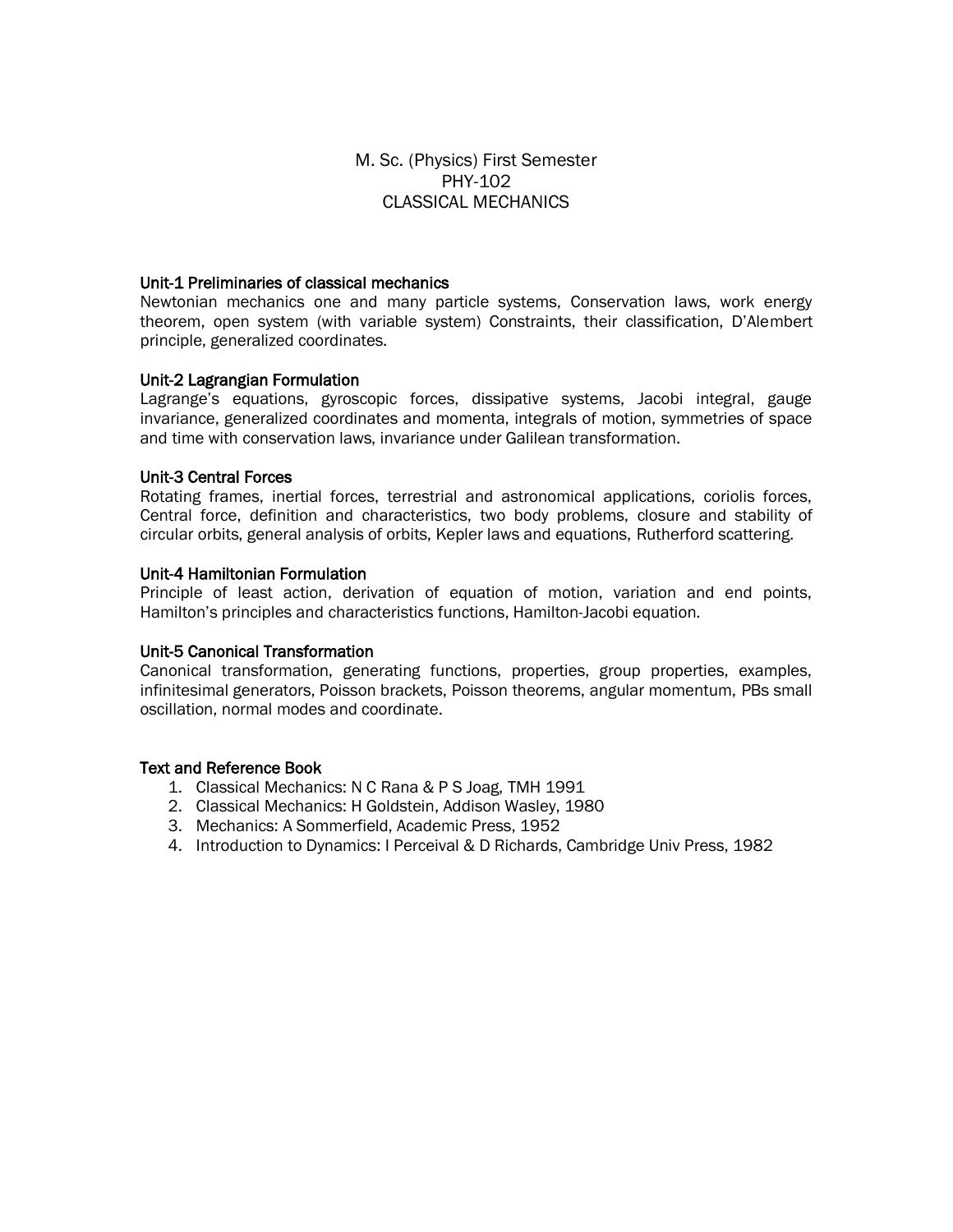# M. Sc. (Physics) First Semester
## PHY-102
## CLASSICAL MECHANICS

### Unit-1 Preliminaries of classical mechanics

Newtonian mechanics one and many particle systems, Conservation laws, work energy theorem, open system (with variable system) Constraints, their classification, D'Alembert principle, generalized coordinates.

### Unit-2 Lagrangian Formulation

Lagrange's equations, gyroscopic forces, dissipative systems, Jacobi integral, gauge invariance, generalized coordinates and momenta, integrals of motion, symmetries of space and time with conservation laws, invariance under Galilean transformation.

### Unit-3 Central Forces

Rotating frames, inertial forces, terrestrial and astronomical applications, coriolis forces, Central force, definition and characteristics, two body problems, closure and stability of circular orbits, general analysis of orbits, Kepler laws and equations, Rutherford scattering.

### Unit-4 Hamiltonian Formulation

Principle of least action, derivation of equation of motion, variation and end points, Hamilton's principles and characteristics functions, Hamilton-Jacobi equation.

### Unit-5 Canonical Transformation

Canonical transformation, generating functions, properties, group properties, examples, infinitesimal generators, Poisson brackets, Poisson theorems, angular momentum, PBs small oscillation, normal modes and coordinate.

### Text and Reference Book

1. Classical Mechanics: N C Rana & P S Joag, TMH 1991
2. Classical Mechanics: H Goldstein, Addison Wasley, 1980
3. Mechanics: A Sommerfield, Academic Press, 1952
4. Introduction to Dynamics: I Perceival & D Richards, Cambridge Univ Press, 1982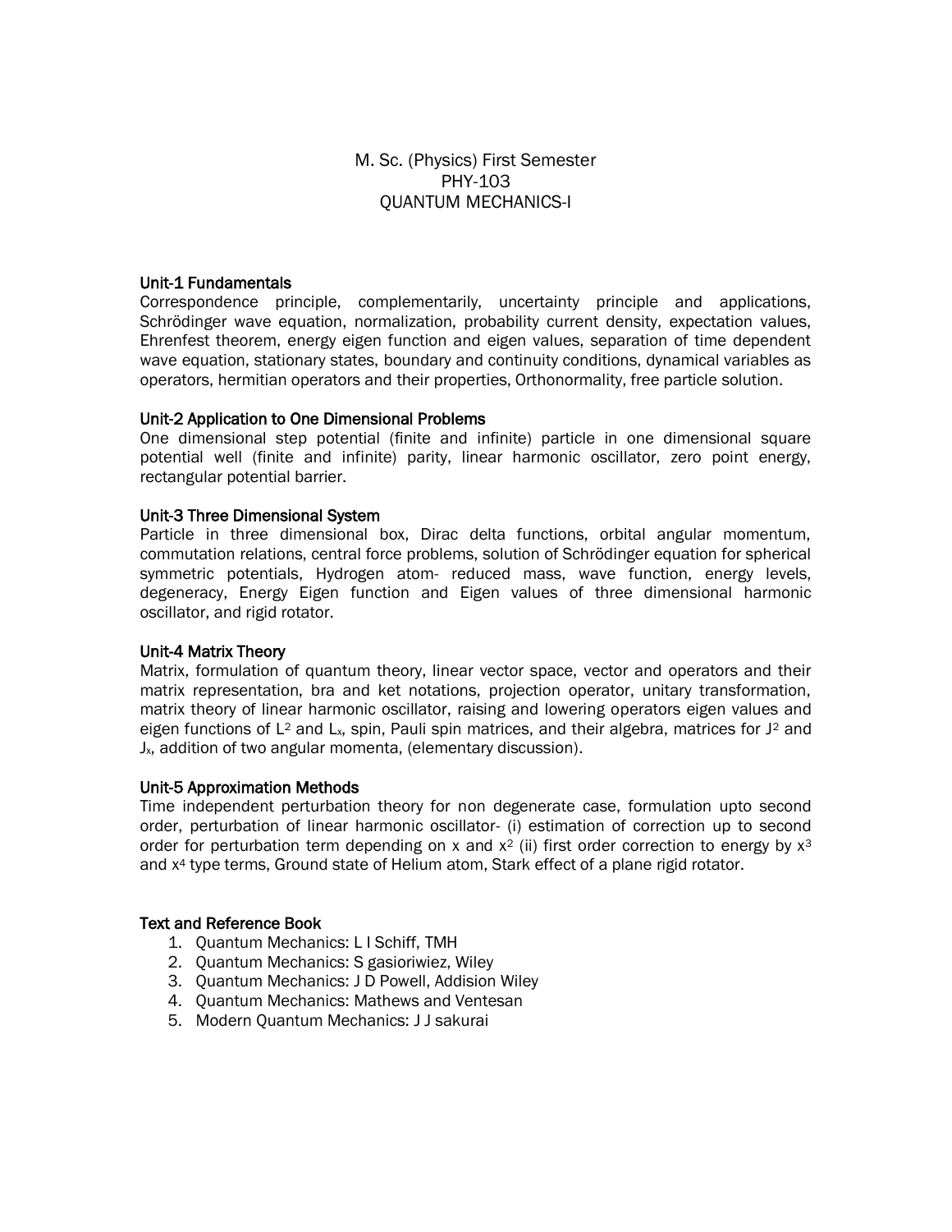# M. Sc. (Physics) First Semester
# PHY-103
# QUANTUM MECHANICS-I

## Unit-1 Fundamentals

Correspondence principle, complementarily, uncertainty principle and applications, Schrödinger wave equation, normalization, probability current density, expectation values, Ehrenfest theorem, energy eigen function and eigen values, separation of time dependent wave equation, stationary states, boundary and continuity conditions, dynamical variables as operators, hermitian operators and their properties, Orthonormality, free particle solution.

## Unit-2 Application to One Dimensional Problems

One dimensional step potential (finite and infinite) particle in one dimensional square potential well (finite and infinite) parity, linear harmonic oscillator, zero point energy, rectangular potential barrier.

## Unit-3 Three Dimensional System

Particle in three dimensional box, Dirac delta functions, orbital angular momentum, commutation relations, central force problems, solution of Schrödinger equation for spherical symmetric potentials, Hydrogen atom- reduced mass, wave function, energy levels, degeneracy, Energy Eigen function and Eigen values of three dimensional harmonic oscillator, and rigid rotator.

## Unit-4 Matrix Theory

Matrix, formulation of quantum theory, linear vector space, vector and operators and their matrix representation, bra and ket notations, projection operator, unitary transformation, matrix theory of linear harmonic oscillator, raising and lowering operators eigen values and eigen functions of $L^2$ and $L_x$, spin, Pauli spin matrices, and their algebra, matrices for $J^2$ and $J_x$, addition of two angular momenta, (elementary discussion).

## Unit-5 Approximation Methods

Time independent perturbation theory for non degenerate case, formulation upto second order, perturbation of linear harmonic oscillator- (i) estimation of correction up to second order for perturbation term depending on x and $x^2$ (ii) first order correction to energy by $x^3$ and $x^4$ type terms, Ground state of Helium atom, Stark effect of a plane rigid rotator.

## Text and Reference Book

1. Quantum Mechanics: L I Schiff, TMH
2. Quantum Mechanics: S gasioriwiez, Wiley
3. Quantum Mechanics: J D Powell, Addision Wiley
4. Quantum Mechanics: Mathews and Ventesan
5. Modern Quantum Mechanics: J J sakurai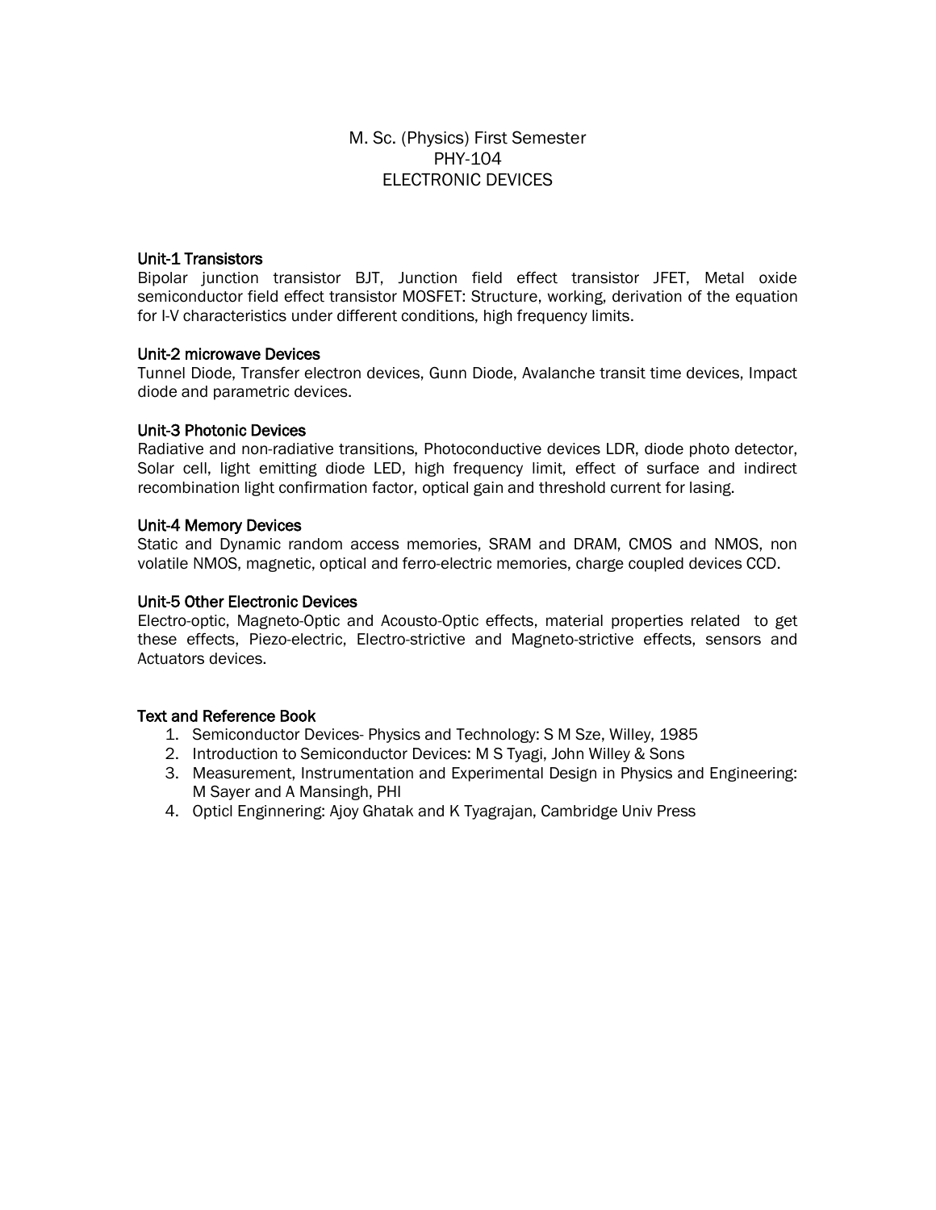# M. Sc. (Physics) First Semester
# PHY-104
# ELECTRONIC DEVICES

**Unit-1 Transistors**

Bipolar junction transistor BJT, Junction field effect transistor JFET, Metal oxide semiconductor field effect transistor MOSFET: Structure, working, derivation of the equation for I-V characteristics under different conditions, high frequency limits.

**Unit-2 microwave Devices**

Tunnel Diode, Transfer electron devices, Gunn Diode, Avalanche transit time devices, Impact diode and parametric devices.

**Unit-3 Photonic Devices**

Radiative and non-radiative transitions, Photoconductive devices LDR, diode photo detector, Solar cell, light emitting diode LED, high frequency limit, effect of surface and indirect recombination light confirmation factor, optical gain and threshold current for lasing.

**Unit-4 Memory Devices**

Static and Dynamic random access memories, SRAM and DRAM, CMOS and NMOS, non volatile NMOS, magnetic, optical and ferro-electric memories, charge coupled devices CCD.

**Unit-5 Other Electronic Devices**

Electro-optic, Magneto-Optic and Acousto-Optic effects, material properties related to get these effects, Piezo-electric, Electro-strictive and Magneto-strictive effects, sensors and Actuators devices.

**Text and Reference Book**

1. Semiconductor Devices- Physics and Technology: S M Sze, Willey, 1985
2. Introduction to Semiconductor Devices: M S Tyagi, John Willey & Sons
3. Measurement, Instrumentation and Experimental Design in Physics and Engineering: M Sayer and A Mansingh, PHI
4. Opticl Enginnering: Ajoy Ghatak and K Tyagrajan, Cambridge Univ Press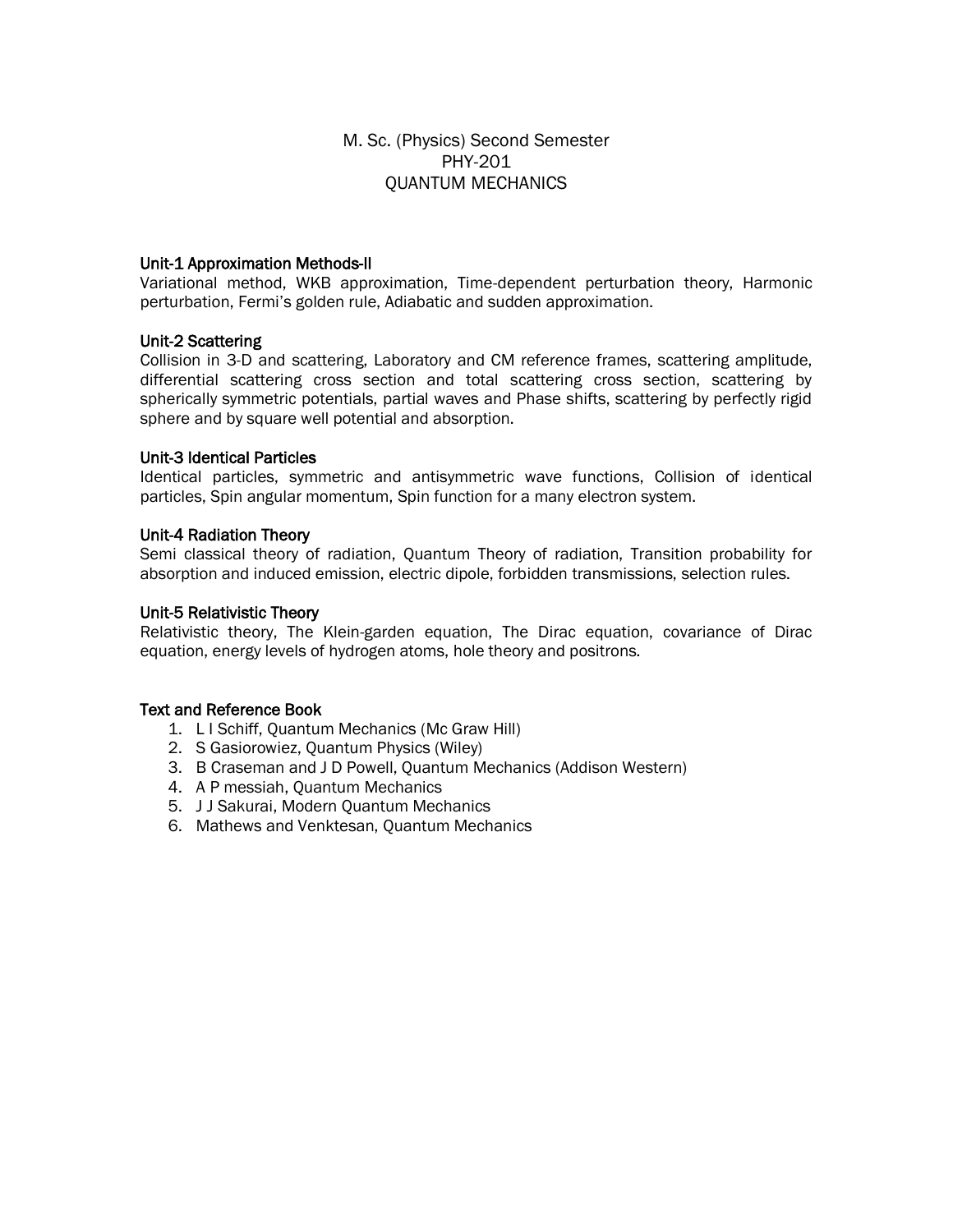# M. Sc. (Physics) Second Semester
# PHY-201
# QUANTUM MECHANICS

**Unit-1 Approximation Methods-II**

Variational method, WKB approximation, Time-dependent perturbation theory, Harmonic perturbation, Fermi's golden rule, Adiabatic and sudden approximation.

**Unit-2 Scattering**

Collision in 3-D and scattering, Laboratory and CM reference frames, scattering amplitude, differential scattering cross section and total scattering cross section, scattering by spherically symmetric potentials, partial waves and Phase shifts, scattering by perfectly rigid sphere and by square well potential and absorption.

**Unit-3 Identical Particles**

Identical particles, symmetric and antisymmetric wave functions, Collision of identical particles, Spin angular momentum, Spin function for a many electron system.

**Unit-4 Radiation Theory**

Semi classical theory of radiation, Quantum Theory of radiation, Transition probability for absorption and induced emission, electric dipole, forbidden transmissions, selection rules.

**Unit-5 Relativistic Theory**

Relativistic theory, The Klein-garden equation, The Dirac equation, covariance of Dirac equation, energy levels of hydrogen atoms, hole theory and positrons.

**Text and Reference Book**

1. L I Schiff, Quantum Mechanics (Mc Graw Hill)
2. S Gasiorowiez, Quantum Physics (Wiley)
3. B Craseman and J D Powell, Quantum Mechanics (Addison Western)
4. A P messiah, Quantum Mechanics
5. J J Sakurai, Modern Quantum Mechanics
6. Mathews and Venktesan, Quantum Mechanics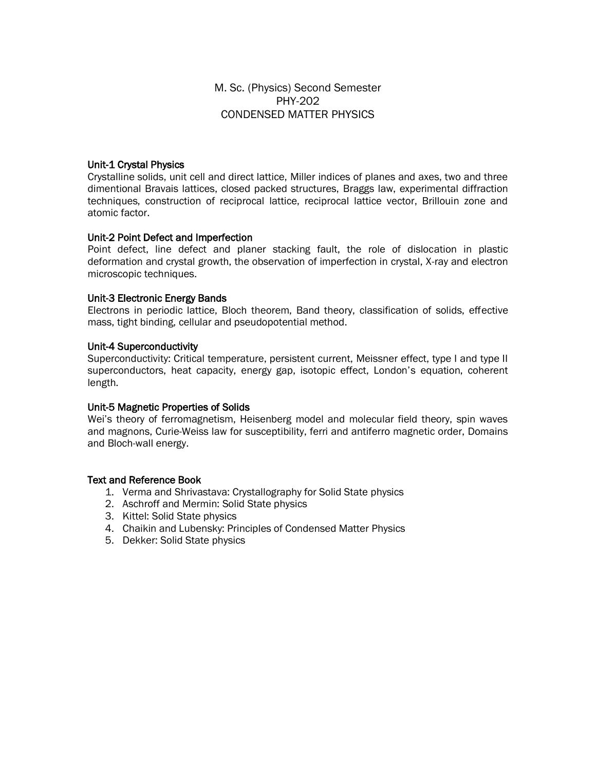# M. Sc. (Physics) Second Semester
# PHY-202
# CONDENSED MATTER PHYSICS

**Unit-1 Crystal Physics**

Crystalline solids, unit cell and direct lattice, Miller indices of planes and axes, two and three dimentional Bravais lattices, closed packed structures, Braggs law, experimental diffraction techniques, construction of reciprocal lattice, reciprocal lattice vector, Brillouin zone and atomic factor.

**Unit-2 Point Defect and Imperfection**

Point defect, line defect and planer stacking fault, the role of dislocation in plastic deformation and crystal growth, the observation of imperfection in crystal, X-ray and electron microscopic techniques.

**Unit-3 Electronic Energy Bands**

Electrons in periodic lattice, Bloch theorem, Band theory, classification of solids, effective mass, tight binding, cellular and pseudopotential method.

**Unit-4 Superconductivity**

Superconductivity: Critical temperature, persistent current, Meissner effect, type I and type II superconductors, heat capacity, energy gap, isotopic effect, London's equation, coherent length.

**Unit-5 Magnetic Properties of Solids**

Wei's theory of ferromagnetism, Heisenberg model and molecular field theory, spin waves and magnons, Curie-Weiss law for susceptibility, ferri and antiferro magnetic order, Domains and Bloch-wall energy.

**Text and Reference Book**

1. Verma and Shrivastava: Crystallography for Solid State physics
2. Aschroff and Mermin: Solid State physics
3. Kittel: Solid State physics
4. Chaikin and Lubensky: Principles of Condensed Matter Physics
5. Dekker: Solid State physics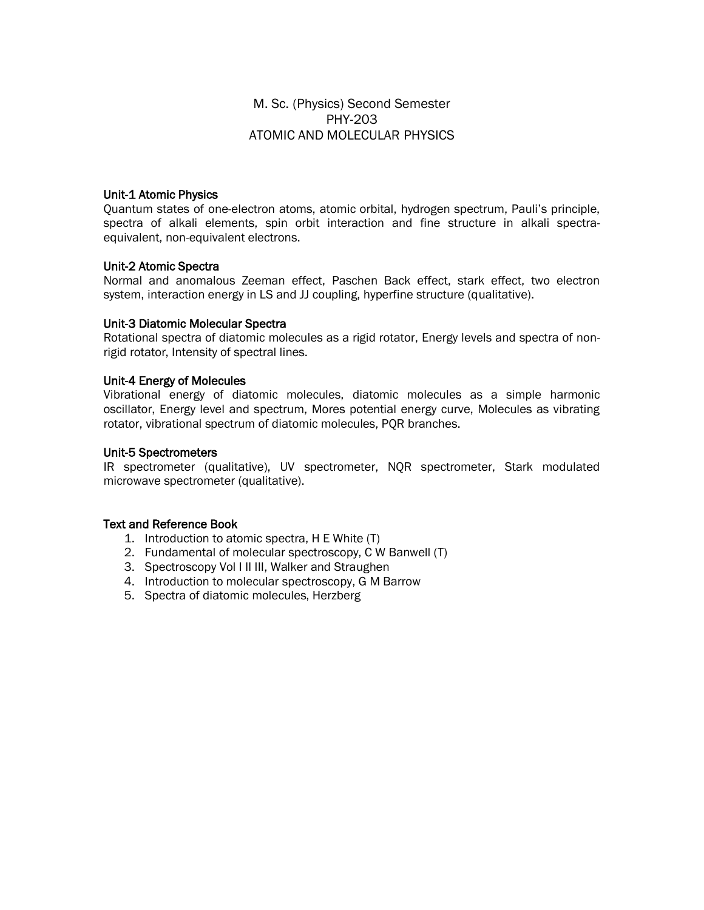# M. Sc. (Physics) Second Semester
# PHY-203
# ATOMIC AND MOLECULAR PHYSICS

### Unit-1 Atomic Physics

Quantum states of one-electron atoms, atomic orbital, hydrogen spectrum, Pauli's principle, spectra of alkali elements, spin orbit interaction and fine structure in alkali spectra-equivalent, non-equivalent electrons.

### Unit-2 Atomic Spectra

Normal and anomalous Zeeman effect, Paschen Back effect, stark effect, two electron system, interaction energy in LS and JJ coupling, hyperfine structure (qualitative).

### Unit-3 Diatomic Molecular Spectra

Rotational spectra of diatomic molecules as a rigid rotator, Energy levels and spectra of non-rigid rotator, Intensity of spectral lines.

### Unit-4 Energy of Molecules

Vibrational energy of diatomic molecules, diatomic molecules as a simple harmonic oscillator, Energy level and spectrum, Mores potential energy curve, Molecules as vibrating rotator, vibrational spectrum of diatomic molecules, PQR branches.

### Unit-5 Spectrometers

IR spectrometer (qualitative), UV spectrometer, NQR spectrometer, Stark modulated microwave spectrometer (qualitative).

### Text and Reference Book

1. Introduction to atomic spectra, H E White (T)
2. Fundamental of molecular spectroscopy, C W Banwell (T)
3. Spectroscopy Vol I II III, Walker and Straughen
4. Introduction to molecular spectroscopy, G M Barrow
5. Spectra of diatomic molecules, Herzberg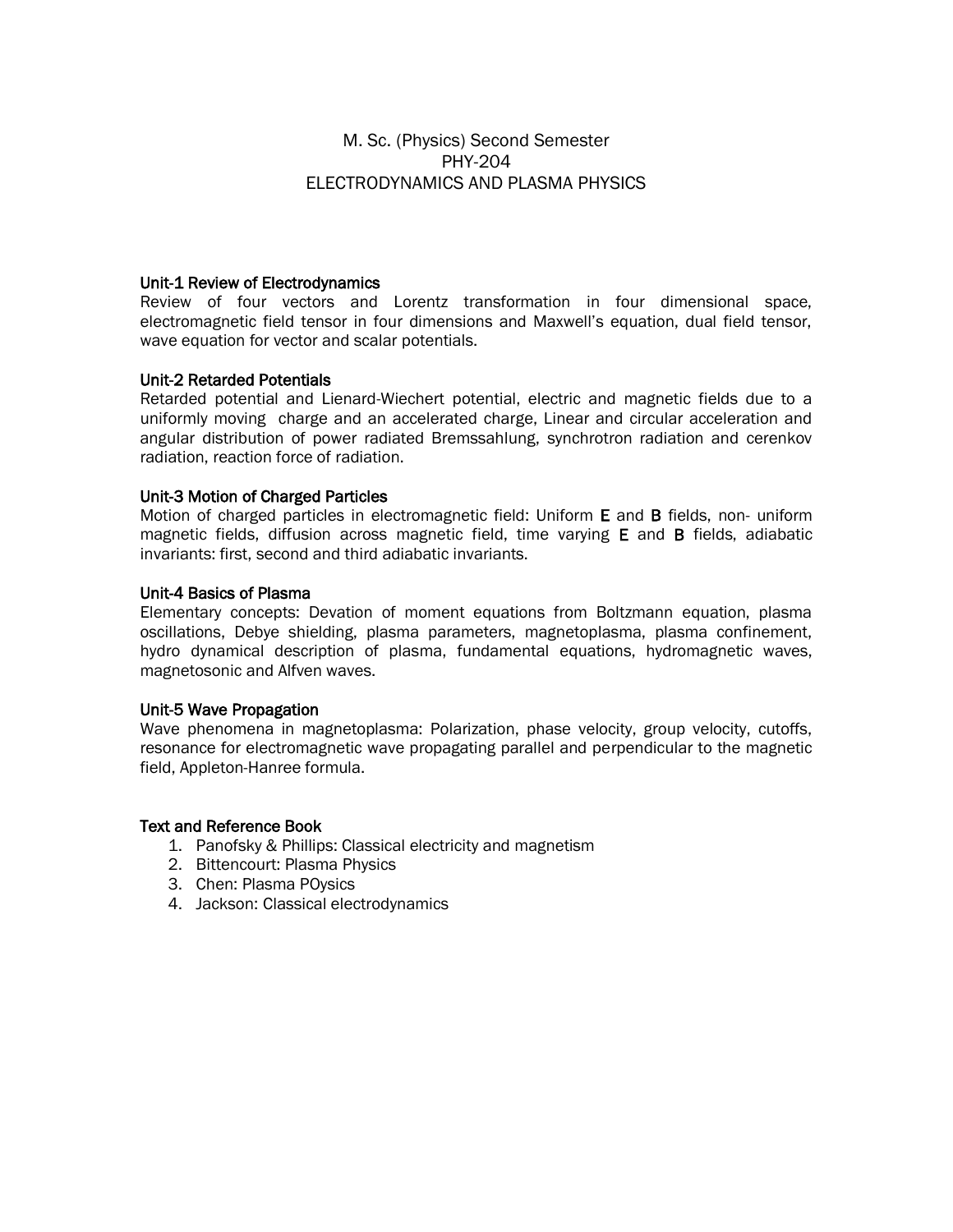# M. Sc. (Physics) Second Semester
# PHY-204
# ELECTRODYNAMICS AND PLASMA PHYSICS

**Unit-1 Review of Electrodynamics**

Review of four vectors and Lorentz transformation in four dimensional space, electromagnetic field tensor in four dimensions and Maxwell's equation, dual field tensor, wave equation for vector and scalar potentials.

**Unit-2 Retarded Potentials**

Retarded potential and Lienard-Wiechert potential, electric and magnetic fields due to a uniformly moving charge and an accelerated charge, Linear and circular acceleration and angular distribution of power radiated Bremssahlung, synchrotron radiation and cerenkov radiation, reaction force of radiation.

**Unit-3 Motion of Charged Particles**

Motion of charged particles in electromagnetic field: Uniform **E** and **B** fields, non- uniform magnetic fields, diffusion across magnetic field, time varying **E** and **B** fields, adiabatic invariants: first, second and third adiabatic invariants.

**Unit-4 Basics of Plasma**

Elementary concepts: Devation of moment equations from Boltzmann equation, plasma oscillations, Debye shielding, plasma parameters, magnetoplasma, plasma confinement, hydro dynamical description of plasma, fundamental equations, hydromagnetic waves, magnetosonic and Alfven waves.

**Unit-5 Wave Propagation**

Wave phenomena in magnetoplasma: Polarization, phase velocity, group velocity, cutoffs, resonance for electromagnetic wave propagating parallel and perpendicular to the magnetic field, Appleton-Hanree formula.

**Text and Reference Book**

1. Panofsky & Phillips: Classical electricity and magnetism
2. Bittencourt: Plasma Physics
3. Chen: Plasma POysics
4. Jackson: Classical electrodynamics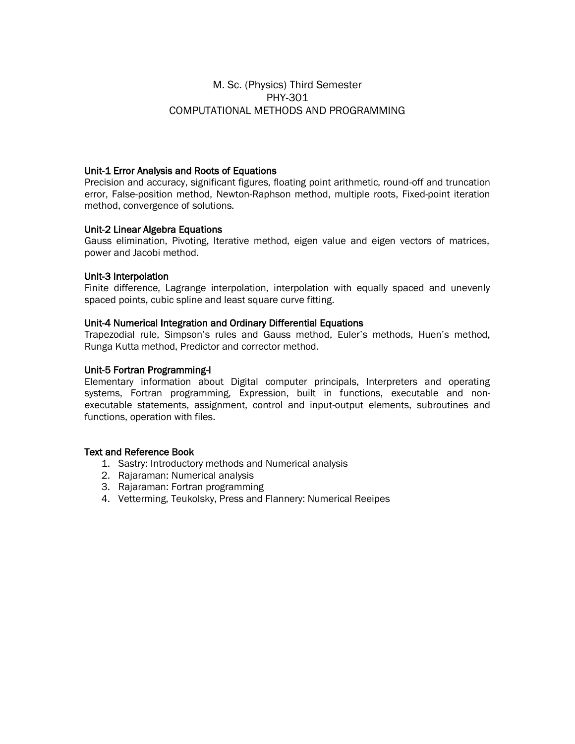# M. Sc. (Physics) Third Semester
## PHY-301
## COMPUTATIONAL METHODS AND PROGRAMMING

**Unit-1 Error Analysis and Roots of Equations**

Precision and accuracy, significant figures, floating point arithmetic, round-off and truncation error, False-position method, Newton-Raphson method, multiple roots, Fixed-point iteration method, convergence of solutions.

**Unit-2 Linear Algebra Equations**

Gauss elimination, Pivoting, Iterative method, eigen value and eigen vectors of matrices, power and Jacobi method.

**Unit-3 Interpolation**

Finite difference, Lagrange interpolation, interpolation with equally spaced and unevenly spaced points, cubic spline and least square curve fitting.

**Unit-4 Numerical Integration and Ordinary Differential Equations**

Trapezodial rule, Simpson's rules and Gauss method, Euler's methods, Huen's method, Runga Kutta method, Predictor and corrector method.

**Unit-5 Fortran Programming-I**

Elementary information about Digital computer principals, Interpreters and operating systems, Fortran programming, Expression, built in functions, executable and non-executable statements, assignment, control and input-output elements, subroutines and functions, operation with files.

**Text and Reference Book**

1. Sastry: Introductory methods and Numerical analysis
2. Rajaraman: Numerical analysis
3. Rajaraman: Fortran programming
4. Vetterming, Teukolsky, Press and Flannery: Numerical Reeipes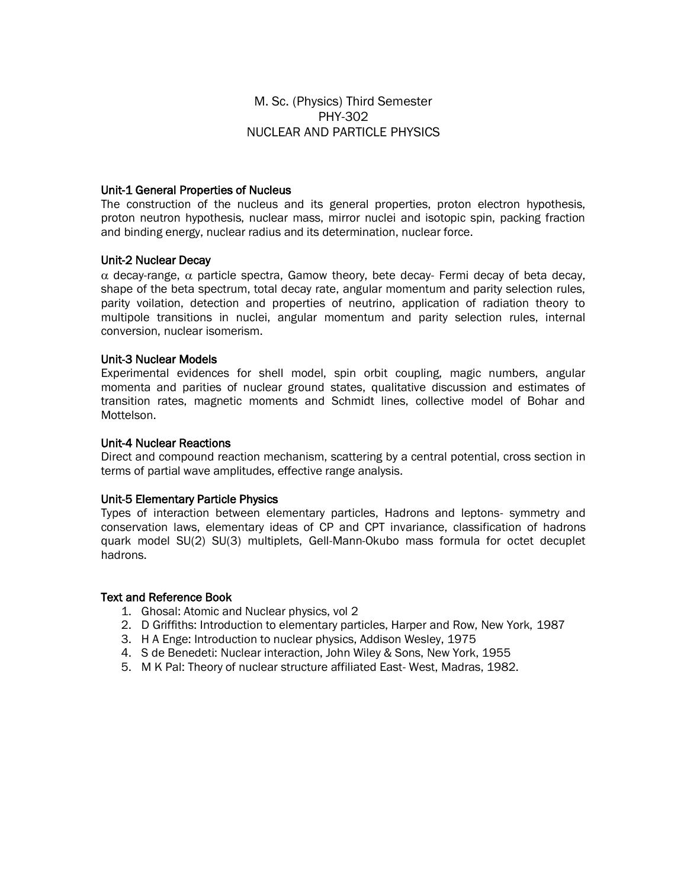# M. Sc. (Physics) Third Semester
# PHY-302
# NUCLEAR AND PARTICLE PHYSICS

### Unit-1 General Properties of Nucleus

The construction of the nucleus and its general properties, proton electron hypothesis, proton neutron hypothesis, nuclear mass, mirror nuclei and isotopic spin, packing fraction and binding energy, nuclear radius and its determination, nuclear force.

### Unit-2 Nuclear Decay

$\alpha$ decay-range, $\alpha$ particle spectra, Gamow theory, bete decay- Fermi decay of beta decay, shape of the beta spectrum, total decay rate, angular momentum and parity selection rules, parity voilation, detection and properties of neutrino, application of radiation theory to multipole transitions in nuclei, angular momentum and parity selection rules, internal conversion, nuclear isomerism.

### Unit-3 Nuclear Models

Experimental evidences for shell model, spin orbit coupling, magic numbers, angular momenta and parities of nuclear ground states, qualitative discussion and estimates of transition rates, magnetic moments and Schmidt lines, collective model of Bohar and Mottelson.

### Unit-4 Nuclear Reactions

Direct and compound reaction mechanism, scattering by a central potential, cross section in terms of partial wave amplitudes, effective range analysis.

### Unit-5 Elementary Particle Physics

Types of interaction between elementary particles, Hadrons and leptons- symmetry and conservation laws, elementary ideas of CP and CPT invariance, classification of hadrons quark model SU(2) SU(3) multiplets, Gell-Mann-Okubo mass formula for octet decuplet hadrons.

### Text and Reference Book

1. Ghosal: Atomic and Nuclear physics, vol 2
2. D Griffiths: Introduction to elementary particles, Harper and Row, New York, 1987
3. H A Enge: Introduction to nuclear physics, Addison Wesley, 1975
4. S de Benedeti: Nuclear interaction, John Wiley & Sons, New York, 1955
5. M K Pal: Theory of nuclear structure affiliated East- West, Madras, 1982.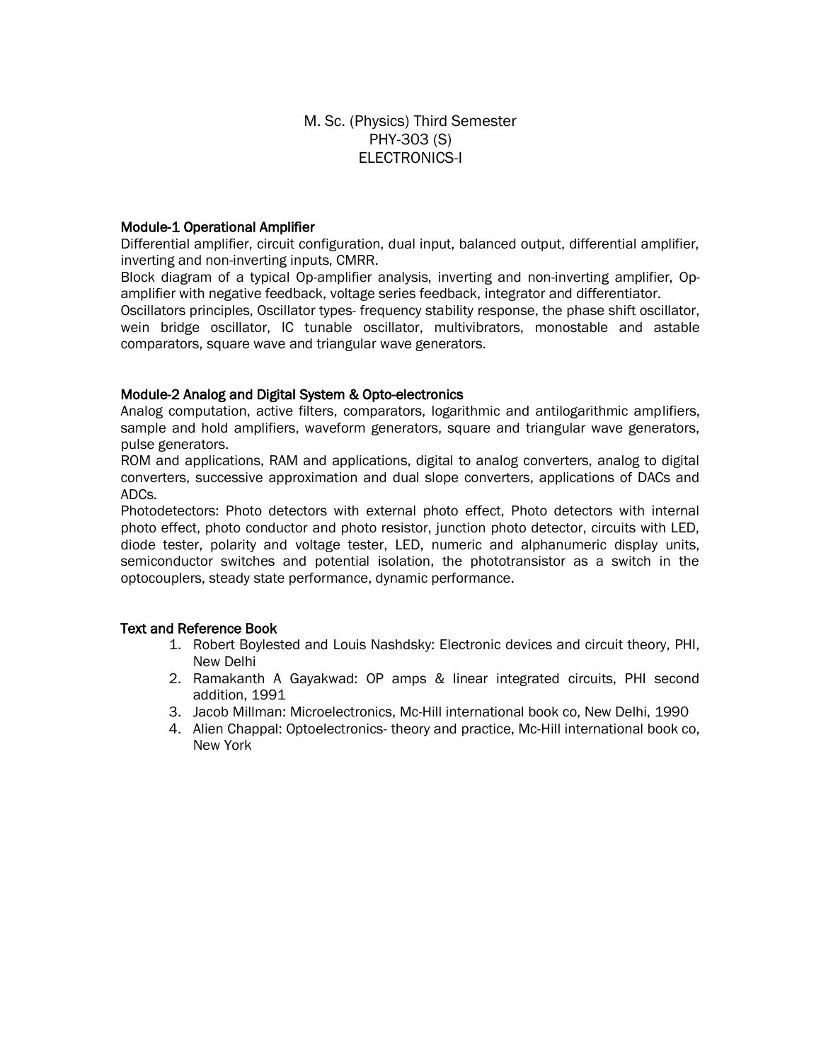# M. Sc. (Physics) Third Semester
# PHY-303 (S)
# ELECTRONICS-I

## Module-1 Operational Amplifier

Differential amplifier, circuit configuration, dual input, balanced output, differential amplifier, inverting and non-inverting inputs, CMRR.

Block diagram of a typical Op-amplifier analysis, inverting and non-inverting amplifier, Op-amplifier with negative feedback, voltage series feedback, integrator and differentiator.

Oscillators principles, Oscillator types- frequency stability response, the phase shift oscillator, wein bridge oscillator, IC tunable oscillator, multivibrators, monostable and astable comparators, square wave and triangular wave generators.

## Module-2 Analog and Digital System & Opto-electronics

Analog computation, active filters, comparators, logarithmic and antilogarithmic amplifiers, sample and hold amplifiers, waveform generators, square and triangular wave generators, pulse generators.

ROM and applications, RAM and applications, digital to analog converters, analog to digital converters, successive approximation and dual slope converters, applications of DACs and ADCs.

Photodetectors: Photo detectors with external photo effect, Photo detectors with internal photo effect, photo conductor and photo resistor, junction photo detector, circuits with LED, diode tester, polarity and voltage tester, LED, numeric and alphanumeric display units, semiconductor switches and potential isolation, the phototransistor as a switch in the optocouplers, steady state performance, dynamic performance.

## Text and Reference Book

1. Robert Boylested and Louis Nashdsky: Electronic devices and circuit theory, PHI, New Delhi
2. Ramakanth A Gayakwad: OP amps & linear integrated circuits, PHI second addition, 1991
3. Jacob Millman: Microelectronics, Mc-Hill international book co, New Delhi, 1990
4. Alien Chappal: Optoelectronics- theory and practice, Mc-Hill international book co, New York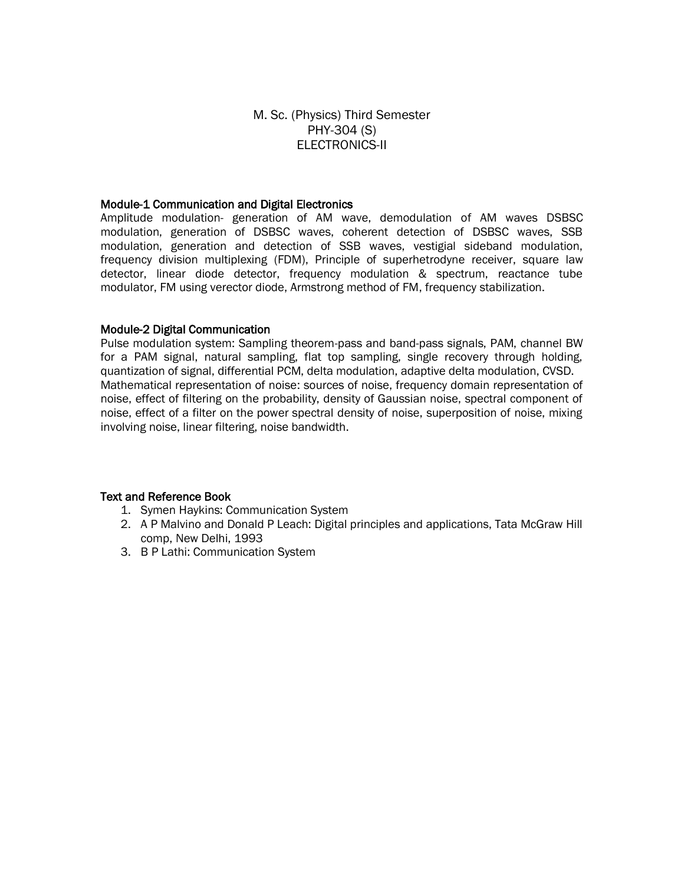M. Sc. (Physics) Third Semester
PHY-304 (S)
ELECTRONICS-II

**Module-1 Communication and Digital Electronics**

Amplitude modulation- generation of AM wave, demodulation of AM waves DSBSC modulation, generation of DSBSC waves, coherent detection of DSBSC waves, SSB modulation, generation and detection of SSB waves, vestigial sideband modulation, frequency division multiplexing (FDM), Principle of superhetrodyne receiver, square law detector, linear diode detector, frequency modulation & spectrum, reactance tube modulator, FM using verector diode, Armstrong method of FM, frequency stabilization.

**Module-2 Digital Communication**

Pulse modulation system: Sampling theorem-pass and band-pass signals, PAM, channel BW for a PAM signal, natural sampling, flat top sampling, single recovery through holding, quantization of signal, differential PCM, delta modulation, adaptive delta modulation, CVSD.
Mathematical representation of noise: sources of noise, frequency domain representation of noise, effect of filtering on the probability, density of Gaussian noise, spectral component of noise, effect of a filter on the power spectral density of noise, superposition of noise, mixing involving noise, linear filtering, noise bandwidth.

**Text and Reference Book**

1. Symen Haykins: Communication System
2. A P Malvino and Donald P Leach: Digital principles and applications, Tata McGraw Hill comp, New Delhi, 1993
3. B P Lathi: Communication System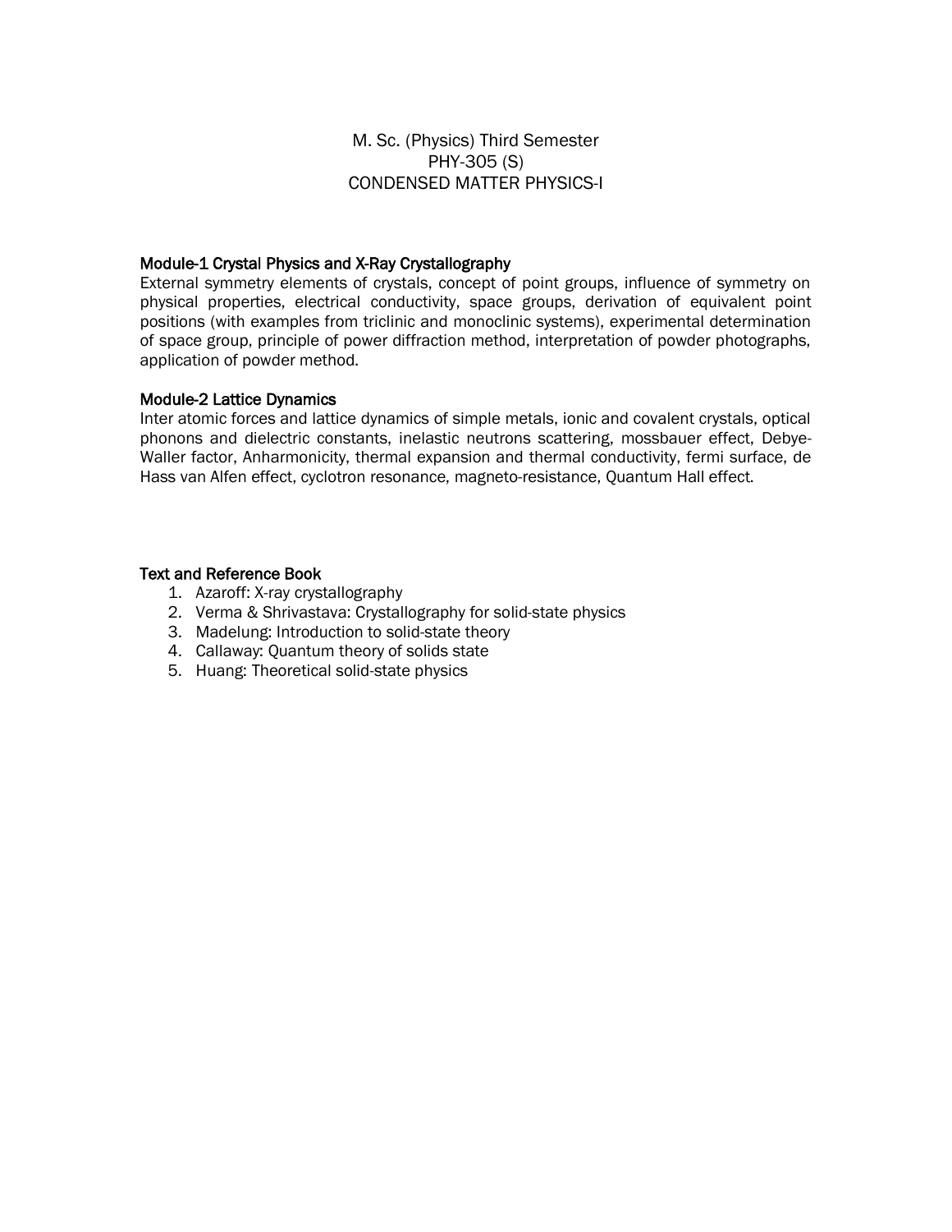# M. Sc. (Physics) Third Semester
## PHY-305 (S)
## CONDENSED MATTER PHYSICS-I

**Module-1 Crystal Physics and X-Ray Crystallography**

External symmetry elements of crystals, concept of point groups, influence of symmetry on physical properties, electrical conductivity, space groups, derivation of equivalent point positions (with examples from triclinic and monoclinic systems), experimental determination of space group, principle of power diffraction method, interpretation of powder photographs, application of powder method.

**Module-2 Lattice Dynamics**

Inter atomic forces and lattice dynamics of simple metals, ionic and covalent crystals, optical phonons and dielectric constants, inelastic neutrons scattering, mossbauer effect, Debye-Waller factor, Anharmonicity, thermal expansion and thermal conductivity, fermi surface, de Hass van Alfen effect, cyclotron resonance, magneto-resistance, Quantum Hall effect.

**Text and Reference Book**

1. Azaroff: X-ray crystallography
2. Verma & Shrivastava: Crystallography for solid-state physics
3. Madelung: Introduction to solid-state theory
4. Callaway: Quantum theory of solids state
5. Huang: Theoretical solid-state physics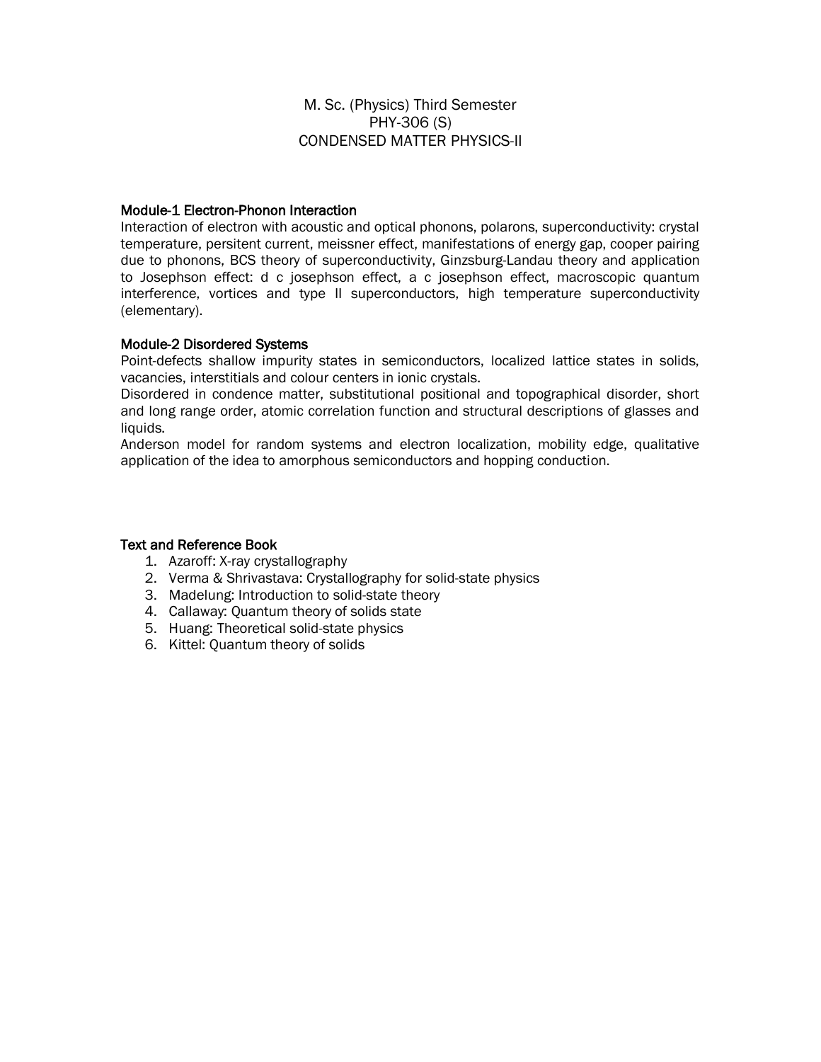# M. Sc. (Physics) Third Semester
# PHY-306 (S)
# CONDENSED MATTER PHYSICS-II

### Module-1 Electron-Phonon Interaction

Interaction of electron with acoustic and optical phonons, polarons, superconductivity: crystal temperature, persitent current, meissner effect, manifestations of energy gap, cooper pairing due to phonons, BCS theory of superconductivity, Ginzsburg-Landau theory and application to Josephson effect: d c josephson effect, a c josephson effect, macroscopic quantum interference, vortices and type II superconductors, high temperature superconductivity (elementary).

### Module-2 Disordered Systems

Point-defects shallow impurity states in semiconductors, localized lattice states in solids, vacancies, interstitials and colour centers in ionic crystals.

Disordered in condence matter, substitutional positional and topographical disorder, short and long range order, atomic correlation function and structural descriptions of glasses and liquids.

Anderson model for random systems and electron localization, mobility edge, qualitative application of the idea to amorphous semiconductors and hopping conduction.

### Text and Reference Book

1. Azaroff: X-ray crystallography
2. Verma & Shrivastava: Crystallography for solid-state physics
3. Madelung: Introduction to solid-state theory
4. Callaway: Quantum theory of solids state
5. Huang: Theoretical solid-state physics
6. Kittel: Quantum theory of solids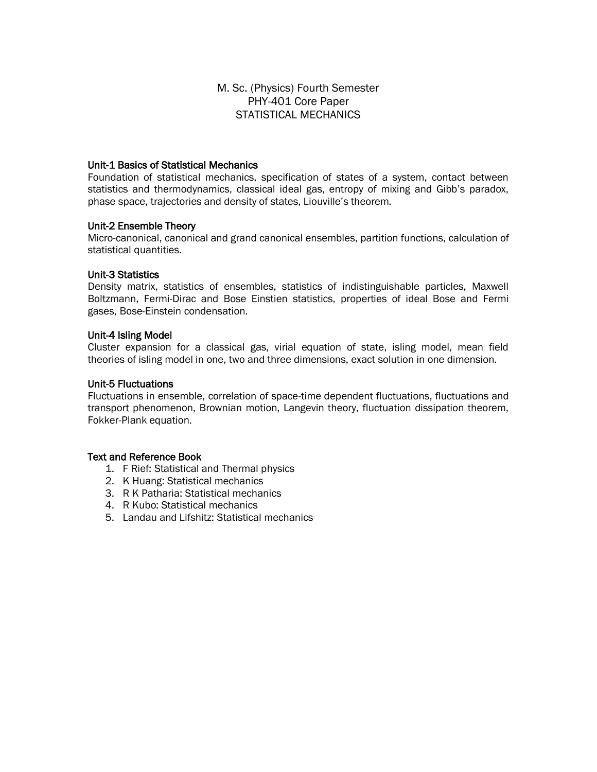# M. Sc. (Physics) Fourth Semester
## PHY-401 Core Paper
## STATISTICAL MECHANICS

### Unit-1 Basics of Statistical Mechanics

Foundation of statistical mechanics, specification of states of a system, contact between statistics and thermodynamics, classical ideal gas, entropy of mixing and Gibb's paradox, phase space, trajectories and density of states, Liouville's theorem.

### Unit-2 Ensemble Theory

Micro-canonical, canonical and grand canonical ensembles, partition functions, calculation of statistical quantities.

### Unit-3 Statistics

Density matrix, statistics of ensembles, statistics of indistinguishable particles, Maxwell Boltzmann, Fermi-Dirac and Bose Einstien statistics, properties of ideal Bose and Fermi gases, Bose-Einstein condensation.

### Unit-4 Ising Model

Cluster expansion for a classical gas, virial equation of state, ising model, mean field theories of ising model in one, two and three dimensions, exact solution in one dimension.

### Unit-5 Fluctuations

Fluctuations in ensemble, correlation of space-time dependent fluctuations, fluctuations and transport phenomenon, Brownian motion, Langevin theory, fluctuation dissipation theorem, Fokker-Plank equation.

### Text and Reference Book

1. F Rief: Statistical and Thermal physics
2. K Huang: Statistical mechanics
3. R K Patharia: Statistical mechanics
4. R Kubo: Statistical mechanics
5. Landau and Lifshitz: Statistical mechanics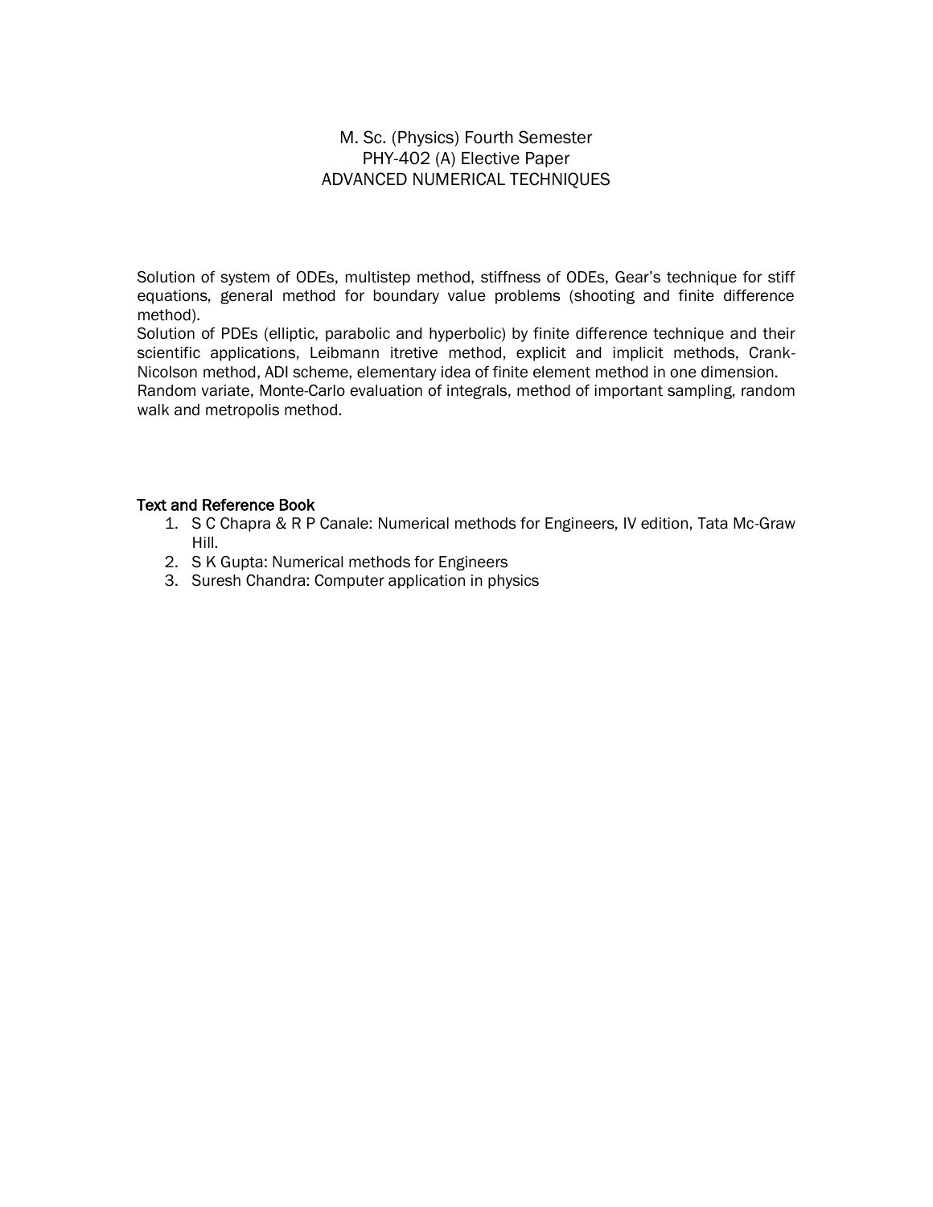# M. Sc. (Physics) Fourth Semester
## PHY-402 (A) Elective Paper
## ADVANCED NUMERICAL TECHNIQUES

Solution of system of ODEs, multistep method, stiffness of ODEs, Gear's technique for stiff equations, general method for boundary value problems (shooting and finite difference method).
Solution of PDEs (elliptic, parabolic and hyperbolic) by finite difference technique and their scientific applications, Leibmann itretive method, explicit and implicit methods, Crank-Nicolson method, ADI scheme, elementary idea of finite element method in one dimension.
Random variate, Monte-Carlo evaluation of integrals, method of important sampling, random walk and metropolis method.

**Text and Reference Book**

1. S C Chapra & R P Canale: Numerical methods for Engineers, IV edition, Tata Mc-Graw Hill.
2. S K Gupta: Numerical methods for Engineers
3. Suresh Chandra: Computer application in physics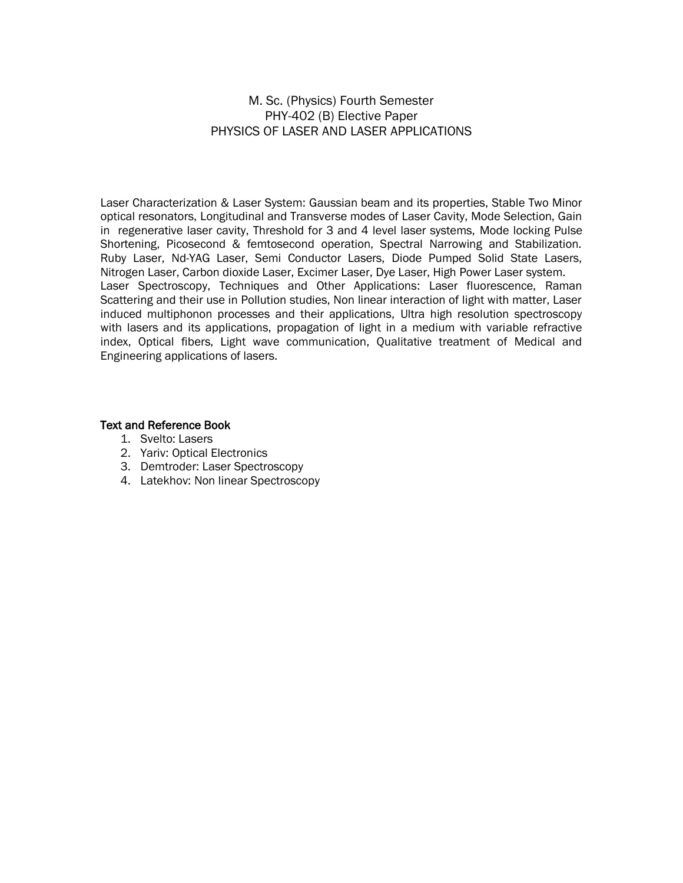# M. Sc. (Physics) Fourth Semester
## PHY-402 (B) Elective Paper
## PHYSICS OF LASER AND LASER APPLICATIONS

Laser Characterization & Laser System: Gaussian beam and its properties, Stable Two Minor optical resonators, Longitudinal and Transverse modes of Laser Cavity, Mode Selection, Gain in regenerative laser cavity, Threshold for 3 and 4 level laser systems, Mode locking Pulse Shortening, Picosecond & femtosecond operation, Spectral Narrowing and Stabilization. Ruby Laser, Nd-YAG Laser, Semi Conductor Lasers, Diode Pumped Solid State Lasers, Nitrogen Laser, Carbon dioxide Laser, Excimer Laser, Dye Laser, High Power Laser system.
Laser Spectroscopy, Techniques and Other Applications: Laser fluorescence, Raman Scattering and their use in Pollution studies, Non linear interaction of light with matter, Laser induced multiphonon processes and their applications, Ultra high resolution spectroscopy with lasers and its applications, propagation of light in a medium with variable refractive index, Optical fibers, Light wave communication, Qualitative treatment of Medical and Engineering applications of lasers.

**Text and Reference Book**

1. Svelto: Lasers
2. Yariv: Optical Electronics
3. Demtroder: Laser Spectroscopy
4. Latekhov: Non linear Spectroscopy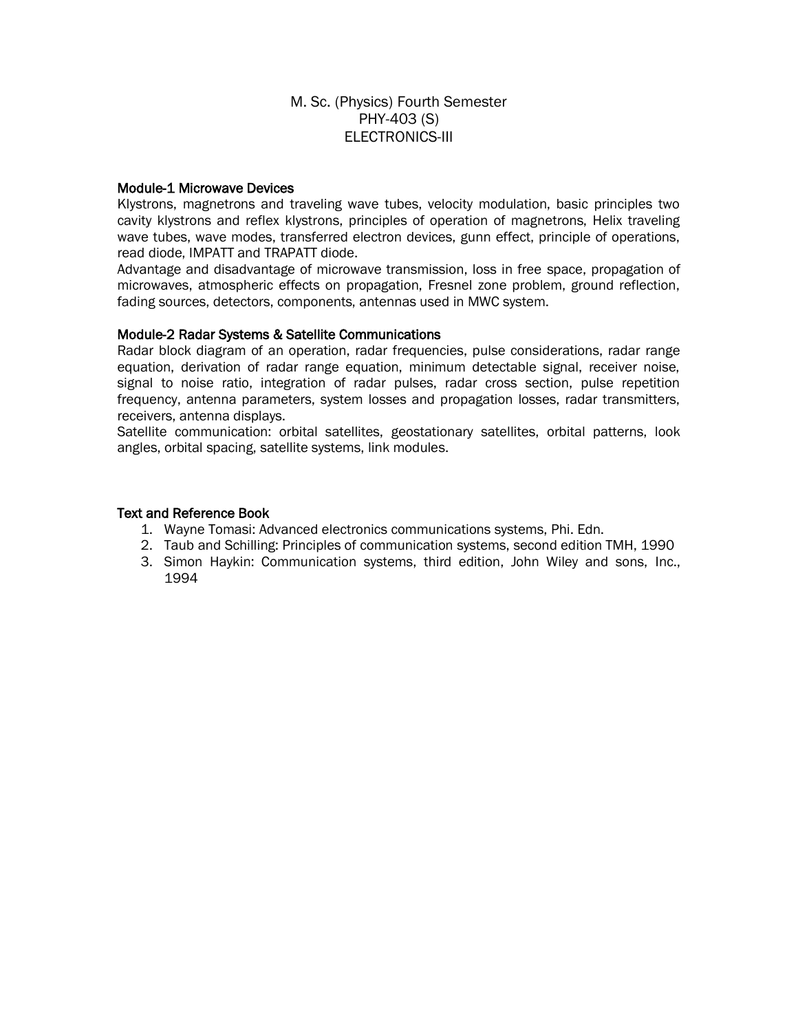# M. Sc. (Physics) Fourth Semester
## PHY-403 (S)
## ELECTRONICS-III

**Module-1 Microwave Devices**

Klystrons, magnetrons and traveling wave tubes, velocity modulation, basic principles two cavity klystrons and reflex klystrons, principles of operation of magnetrons, Helix traveling wave tubes, wave modes, transferred electron devices, gunn effect, principle of operations, read diode, IMPATT and TRAPATT diode.

Advantage and disadvantage of microwave transmission, loss in free space, propagation of microwaves, atmospheric effects on propagation, Fresnel zone problem, ground reflection, fading sources, detectors, components, antennas used in MWC system.

**Module-2 Radar Systems & Satellite Communications**

Radar block diagram of an operation, radar frequencies, pulse considerations, radar range equation, derivation of radar range equation, minimum detectable signal, receiver noise, signal to noise ratio, integration of radar pulses, radar cross section, pulse repetition frequency, antenna parameters, system losses and propagation losses, radar transmitters, receivers, antenna displays.

Satellite communication: orbital satellites, geostationary satellites, orbital patterns, look angles, orbital spacing, satellite systems, link modules.

**Text and Reference Book**

1. Wayne Tomasi: Advanced electronics communications systems, Phi. Edn.
2. Taub and Schilling: Principles of communication systems, second edition TMH, 1990
3. Simon Haykin: Communication systems, third edition, John Wiley and sons, Inc., 1994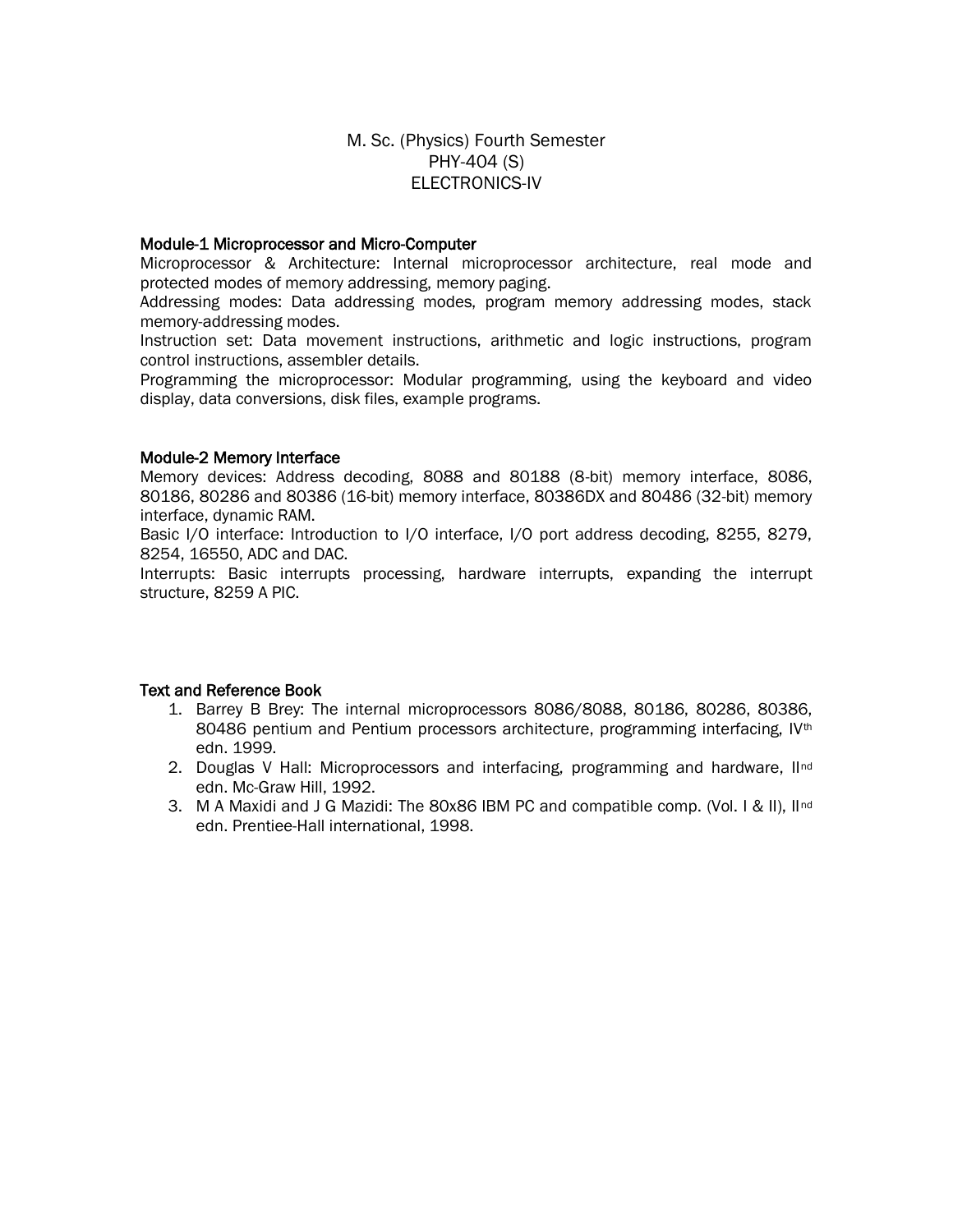# M. Sc. (Physics) Fourth Semester
# PHY-404 (S)
# ELECTRONICS-IV

**Module-1 Microprocessor and Micro-Computer**

Microprocessor & Architecture: Internal microprocessor architecture, real mode and protected modes of memory addressing, memory paging.

Addressing modes: Data addressing modes, program memory addressing modes, stack memory-addressing modes.

Instruction set: Data movement instructions, arithmetic and logic instructions, program control instructions, assembler details.

Programming the microprocessor: Modular programming, using the keyboard and video display, data conversions, disk files, example programs.

**Module-2 Memory Interface**

Memory devices: Address decoding, 8088 and 80188 (8-bit) memory interface, 8086, 80186, 80286 and 80386 (16-bit) memory interface, 80386DX and 80486 (32-bit) memory interface, dynamic RAM.

Basic I/O interface: Introduction to I/O interface, I/O port address decoding, 8255, 8279, 8254, 16550, ADC and DAC.

Interrupts: Basic interrupts processing, hardware interrupts, expanding the interrupt structure, 8259 A PIC.

**Text and Reference Book**

1. Barrey B Brey: The internal microprocessors 8086/8088, 80186, 80286, 80386, 80486 pentium and Pentium processors architecture, programming interfacing, IVth edn. 1999.
2. Douglas V Hall: Microprocessors and interfacing, programming and hardware, IInd edn. Mc-Graw Hill, 1992.
3. M A Maxidi and J G Mazidi: The 80x86 IBM PC and compatible comp. (Vol. I & II), IInd edn. Prentiee-Hall international, 1998.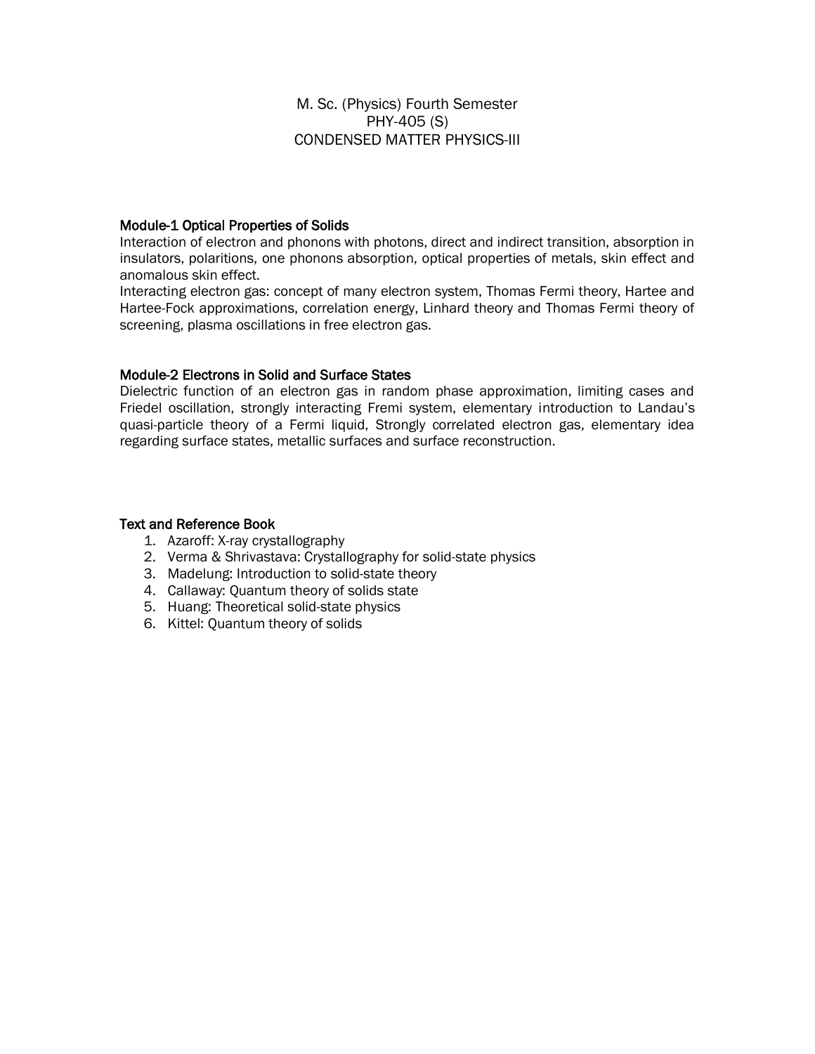# M. Sc. (Physics) Fourth Semester
## PHY-405 (S)
## CONDENSED MATTER PHYSICS-III

### Module-1 Optical Properties of Solids

Interaction of electron and phonons with photons, direct and indirect transition, absorption in insulators, polaritions, one phonons absorption, optical properties of metals, skin effect and anomalous skin effect.

Interacting electron gas: concept of many electron system, Thomas Fermi theory, Hartee and Hartee-Fock approximations, correlation energy, Linhard theory and Thomas Fermi theory of screening, plasma oscillations in free electron gas.

### Module-2 Electrons in Solid and Surface States

Dielectric function of an electron gas in random phase approximation, limiting cases and Friedel oscillation, strongly interacting Fremi system, elementary introduction to Landau's quasi-particle theory of a Fermi liquid, Strongly correlated electron gas, elementary idea regarding surface states, metallic surfaces and surface reconstruction.

### Text and Reference Book

1. Azaroff: X-ray crystallography
2. Verma & Shrivastava: Crystallography for solid-state physics
3. Madelung: Introduction to solid-state theory
4. Callaway: Quantum theory of solids state
5. Huang: Theoretical solid-state physics
6. Kittel: Quantum theory of solids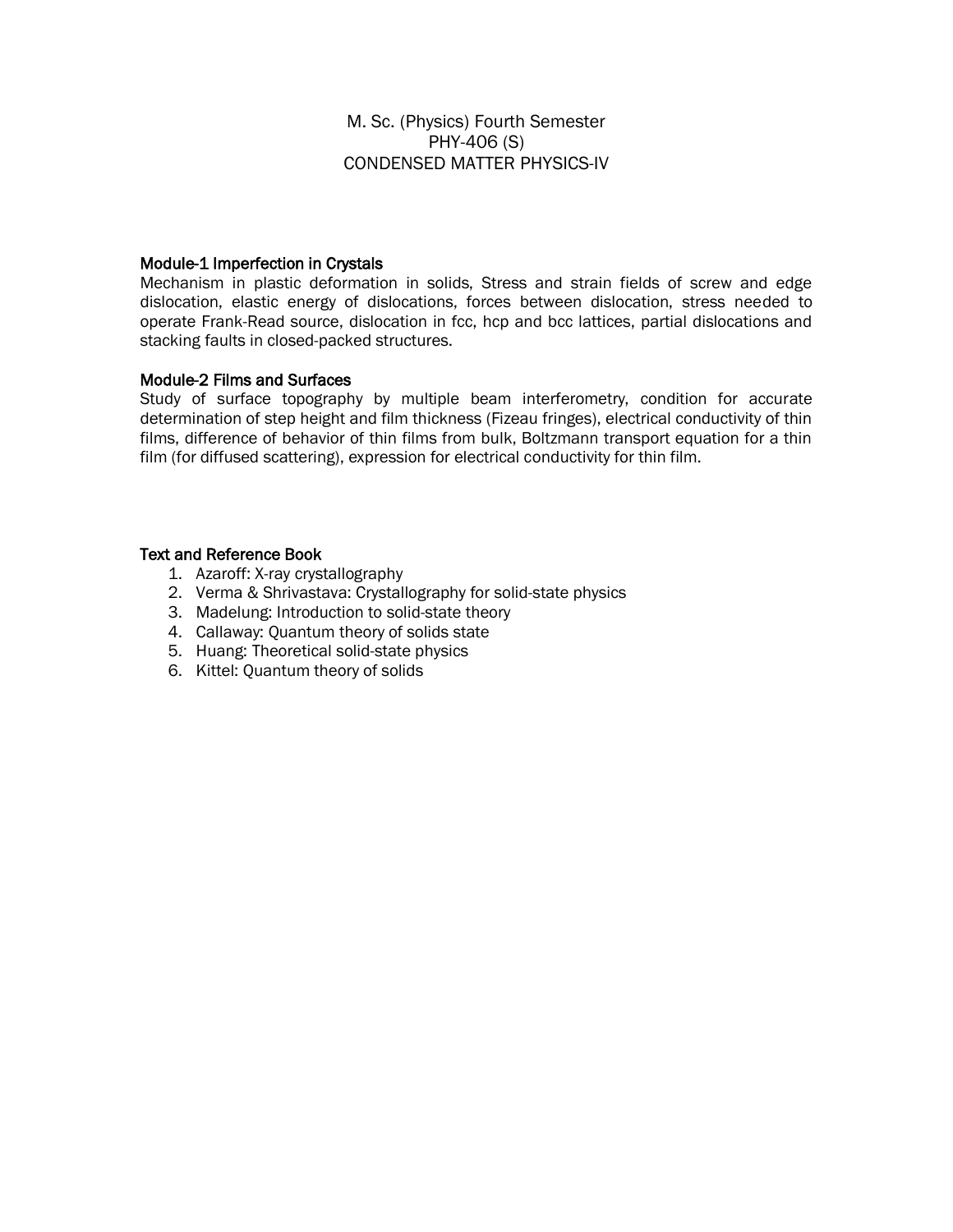# M. Sc. (Physics) Fourth Semester
# PHY-406 (S)
# CONDENSED MATTER PHYSICS-IV

**Module-1 Imperfection in Crystals**

Mechanism in plastic deformation in solids, Stress and strain fields of screw and edge dislocation, elastic energy of dislocations, forces between dislocation, stress needed to operate Frank-Read source, dislocation in fcc, hcp and bcc lattices, partial dislocations and stacking faults in closed-packed structures.

**Module-2 Films and Surfaces**

Study of surface topography by multiple beam interferometry, condition for accurate determination of step height and film thickness (Fizeau fringes), electrical conductivity of thin films, difference of behavior of thin films from bulk, Boltzmann transport equation for a thin film (for diffused scattering), expression for electrical conductivity for thin film.

**Text and Reference Book**

1. Azaroff: X-ray crystallography
2. Verma & Shrivastava: Crystallography for solid-state physics
3. Madelung: Introduction to solid-state theory
4. Callaway: Quantum theory of solids state
5. Huang: Theoretical solid-state physics
6. Kittel: Quantum theory of solids